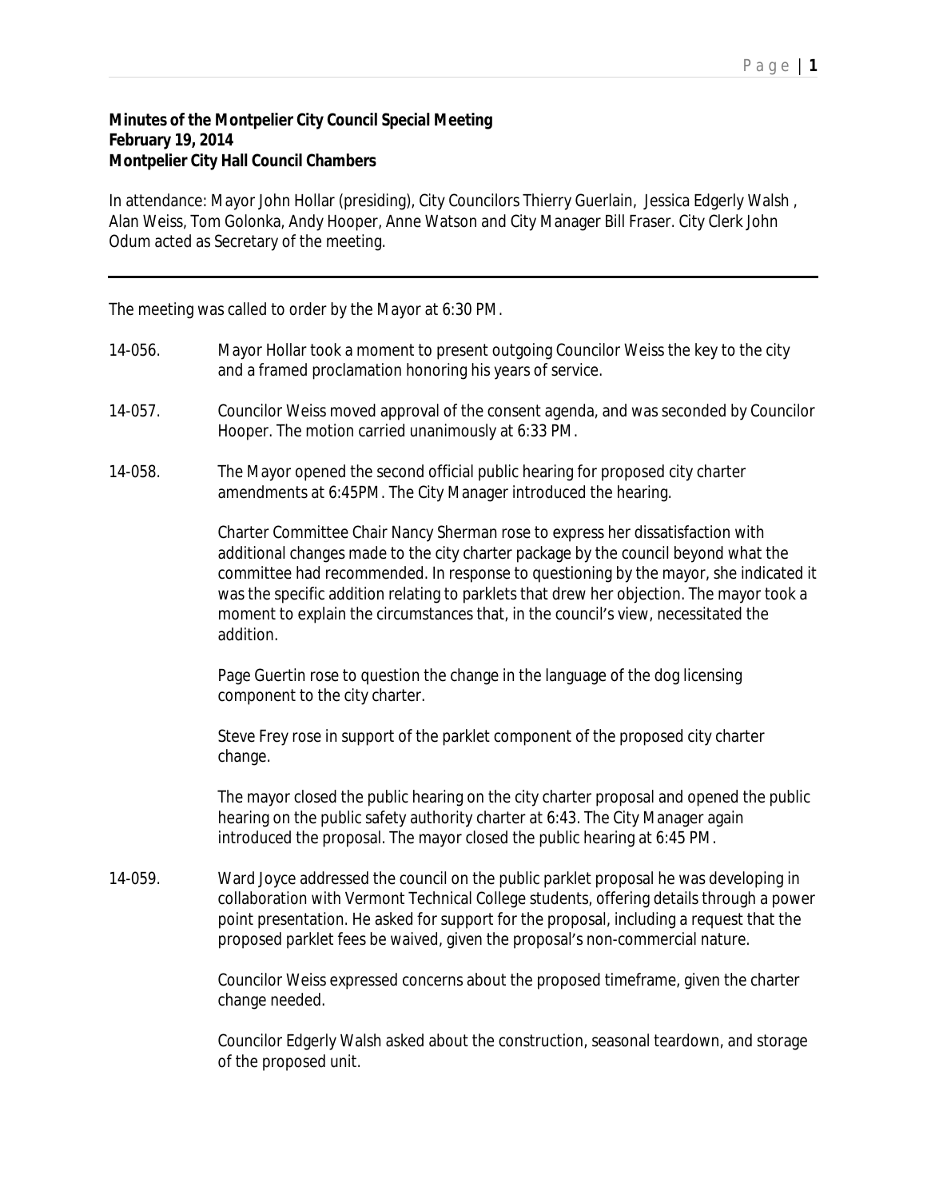**Minutes of the Montpelier City Council Special Meeting**
**February 19, 2014**
**Montpelier City Hall Council Chambers**

In attendance: Mayor John Hollar (presiding), City Councilors Thierry Guerlain, Jessica Edgerly Walsh , Alan Weiss, Tom Golonka, Andy Hooper, Anne Watson and City Manager Bill Fraser. City Clerk John Odum acted as Secretary of the meeting.

---

The meeting was called to order by the Mayor at 6:30 PM.

14-056. Mayor Hollar took a moment to present outgoing Councilor Weiss the key to the city and a framed proclamation honoring his years of service.

14-057. Councilor Weiss moved approval of the consent agenda, and was seconded by Councilor Hooper. The motion carried unanimously at 6:33 PM.

14-058. The Mayor opened the second official public hearing for proposed city charter amendments at 6:45PM. The City Manager introduced the hearing.

Charter Committee Chair Nancy Sherman rose to express her dissatisfaction with additional changes made to the city charter package by the council beyond what the committee had recommended. In response to questioning by the mayor, she indicated it was the specific addition relating to parklets that drew her objection. The mayor took a moment to explain the circumstances that, in the council's view, necessitated the addition.

Page Guertin rose to question the change in the language of the dog licensing component to the city charter.

Steve Frey rose in support of the parklet component of the proposed city charter change.

The mayor closed the public hearing on the city charter proposal and opened the public hearing on the public safety authority charter at 6:43. The City Manager again introduced the proposal. The mayor closed the public hearing at 6:45 PM.

14-059. Ward Joyce addressed the council on the public parklet proposal he was developing in collaboration with Vermont Technical College students, offering details through a power point presentation. He asked for support for the proposal, including a request that the proposed parklet fees be waived, given the proposal's non-commercial nature.

Councilor Weiss expressed concerns about the proposed timeframe, given the charter change needed.

Councilor Edgerly Walsh asked about the construction, seasonal teardown, and storage of the proposed unit.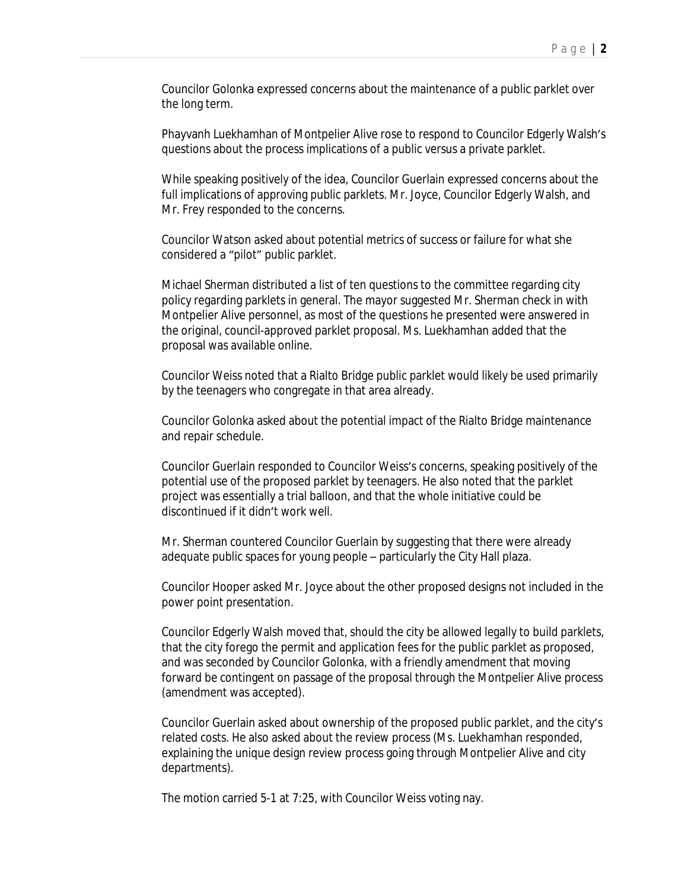Councilor Golonka expressed concerns about the maintenance of a public parklet over the long term.

Phayvanh Luekhamhan of Montpelier Alive rose to respond to Councilor Edgerly Walsh's questions about the process implications of a public versus a private parklet.

While speaking positively of the idea, Councilor Guerlain expressed concerns about the full implications of approving public parklets. Mr. Joyce, Councilor Edgerly Walsh, and Mr. Frey responded to the concerns.

Councilor Watson asked about potential metrics of success or failure for what she considered a "pilot" public parklet.

Michael Sherman distributed a list of ten questions to the committee regarding city policy regarding parklets in general. The mayor suggested Mr. Sherman check in with Montpelier Alive personnel, as most of the questions he presented were answered in the original, council-approved parklet proposal. Ms. Luekhamhan added that the proposal was available online.

Councilor Weiss noted that a Rialto Bridge public parklet would likely be used primarily by the teenagers who congregate in that area already.

Councilor Golonka asked about the potential impact of the Rialto Bridge maintenance and repair schedule.

Councilor Guerlain responded to Councilor Weiss's concerns, speaking positively of the potential use of the proposed parklet by teenagers. He also noted that the parklet project was essentially a trial balloon, and that the whole initiative could be discontinued if it didn't work well.

Mr. Sherman countered Councilor Guerlain by suggesting that there were already adequate public spaces for young people – particularly the City Hall plaza.

Councilor Hooper asked Mr. Joyce about the other proposed designs not included in the power point presentation.

Councilor Edgerly Walsh moved that, should the city be allowed legally to build parklets, that the city forego the permit and application fees for the public parklet as proposed, and was seconded by Councilor Golonka, with a friendly amendment that moving forward be contingent on passage of the proposal through the Montpelier Alive process (amendment was accepted).

Councilor Guerlain asked about ownership of the proposed public parklet, and the city's related costs. He also asked about the review process (Ms. Luekhamhan responded, explaining the unique design review process going through Montpelier Alive and city departments).

The motion carried 5-1 at 7:25, with Councilor Weiss voting nay.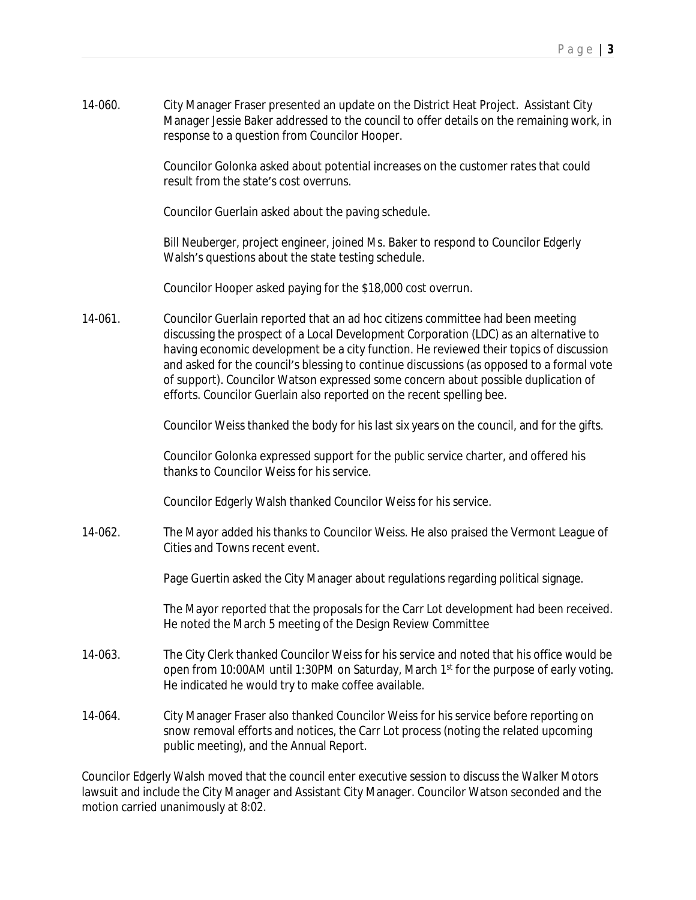14-060. City Manager Fraser presented an update on the District Heat Project. Assistant City Manager Jessie Baker addressed to the council to offer details on the remaining work, in response to a question from Councilor Hooper.

Councilor Golonka asked about potential increases on the customer rates that could result from the state's cost overruns.

Councilor Guerlain asked about the paving schedule.

Bill Neuberger, project engineer, joined Ms. Baker to respond to Councilor Edgerly Walsh's questions about the state testing schedule.

Councilor Hooper asked paying for the $18,000 cost overrun.

14-061. Councilor Guerlain reported that an ad hoc citizens committee had been meeting discussing the prospect of a Local Development Corporation (LDC) as an alternative to having economic development be a city function. He reviewed their topics of discussion and asked for the council's blessing to continue discussions (as opposed to a formal vote of support). Councilor Watson expressed some concern about possible duplication of efforts. Councilor Guerlain also reported on the recent spelling bee.

Councilor Weiss thanked the body for his last six years on the council, and for the gifts.

Councilor Golonka expressed support for the public service charter, and offered his thanks to Councilor Weiss for his service.

Councilor Edgerly Walsh thanked Councilor Weiss for his service.

14-062. The Mayor added his thanks to Councilor Weiss. He also praised the Vermont League of Cities and Towns recent event.

Page Guertin asked the City Manager about regulations regarding political signage.

The Mayor reported that the proposals for the Carr Lot development had been received. He noted the March 5 meeting of the Design Review Committee

14-063. The City Clerk thanked Councilor Weiss for his service and noted that his office would be open from 10:00AM until 1:30PM on Saturday, March 1st for the purpose of early voting. He indicated he would try to make coffee available.

14-064. City Manager Fraser also thanked Councilor Weiss for his service before reporting on snow removal efforts and notices, the Carr Lot process (noting the related upcoming public meeting), and the Annual Report.

Councilor Edgerly Walsh moved that the council enter executive session to discuss the Walker Motors lawsuit and include the City Manager and Assistant City Manager. Councilor Watson seconded and the motion carried unanimously at 8:02.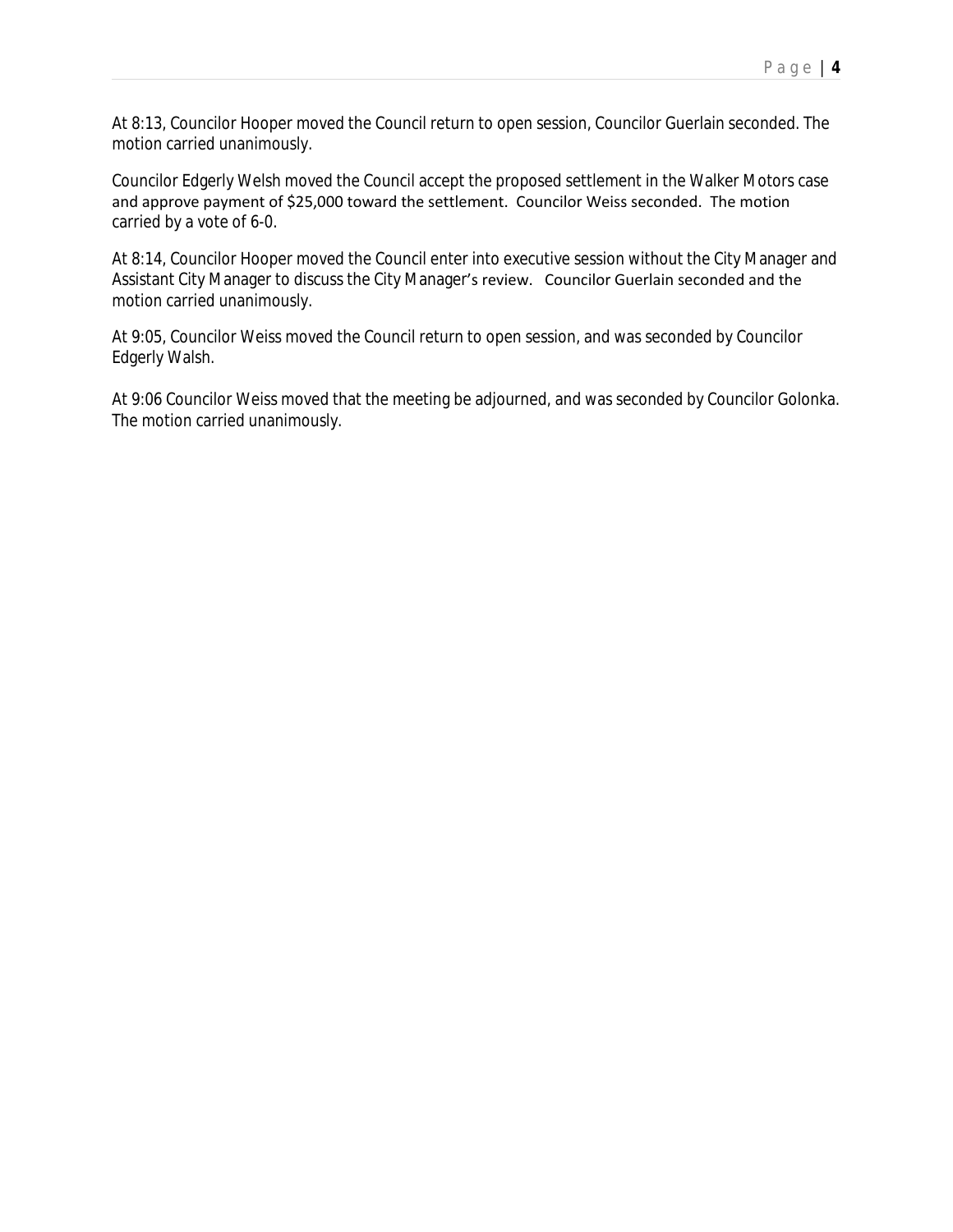At 8:13, Councilor Hooper moved the Council return to open session, Councilor Guerlain seconded. The motion carried unanimously.

Councilor Edgerly Welsh moved the Council accept the proposed settlement in the Walker Motors case and approve payment of $25,000 toward the settlement. Councilor Weiss seconded. The motion carried by a vote of 6-0.

At 8:14, Councilor Hooper moved the Council enter into executive session without the City Manager and Assistant City Manager to discuss the City Manager's review. Councilor Guerlain seconded and the motion carried unanimously.

At 9:05, Councilor Weiss moved the Council return to open session, and was seconded by Councilor Edgerly Walsh.

At 9:06 Councilor Weiss moved that the meeting be adjourned, and was seconded by Councilor Golonka. The motion carried unanimously.